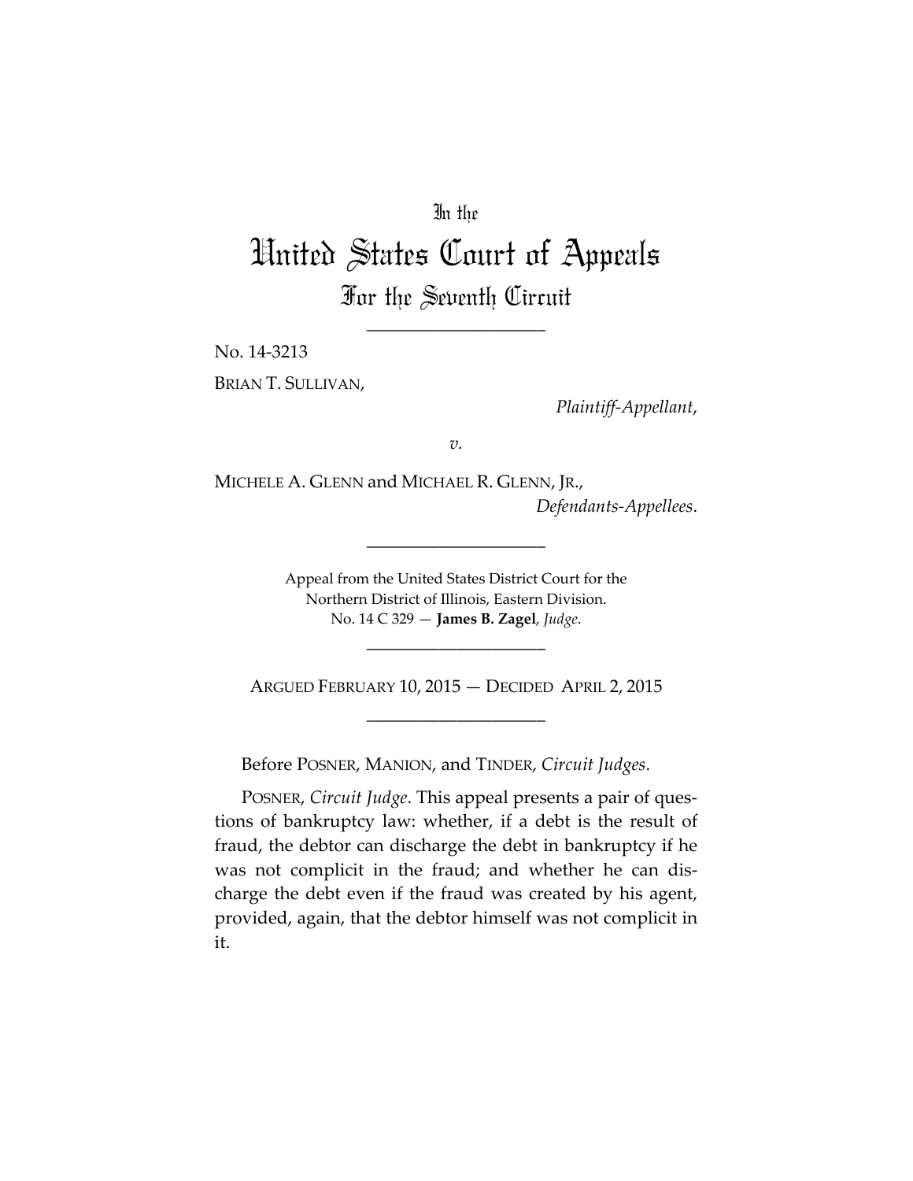In the

# United States Court of Appeals

## For the Seventh Circuit

---

No. 14-3213

BRIAN T. SULLIVAN,

*Plaintiff-Appellant*,

*v.*

MICHELE A. GLENN and MICHAEL R. GLENN, JR.,

*Defendants-Appellees*.

---

Appeal from the United States District Court for the Northern District of Illinois, Eastern Division.
No. 14 C 329 — **James B. Zagel**, *Judge*.

---

ARGUED FEBRUARY 10, 2015 — DECIDED APRIL 2, 2015

---

Before POSNER, MANION, and TINDER, *Circuit Judges*.

POSNER, *Circuit Judge*. This appeal presents a pair of questions of bankruptcy law: whether, if a debt is the result of fraud, the debtor can discharge the debt in bankruptcy if he was not complicit in the fraud; and whether he can discharge the debt even if the fraud was created by his agent, provided, again, that the debtor himself was not complicit in it.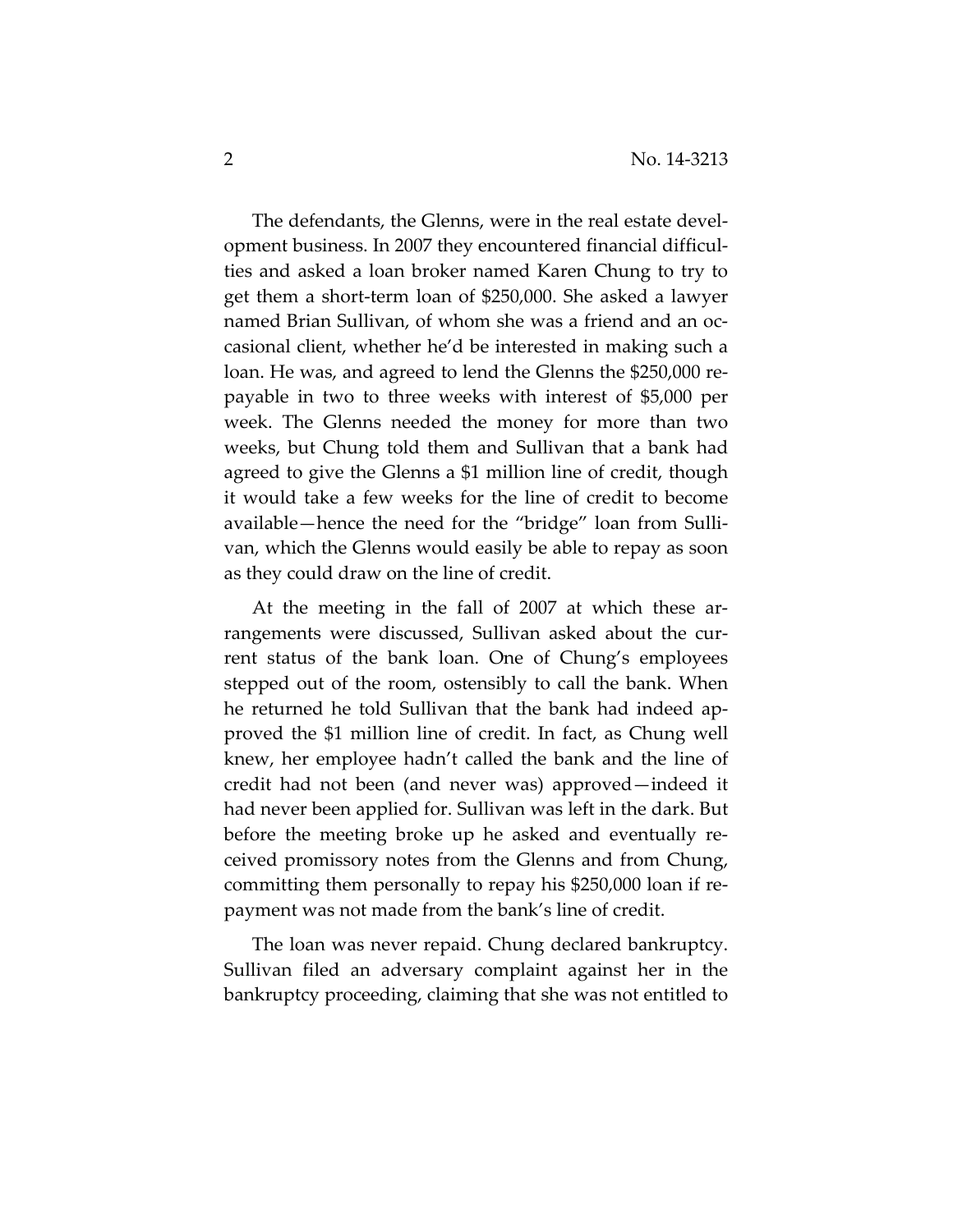The defendants, the Glenns, were in the real estate development business. In 2007 they encountered financial difficulties and asked a loan broker named Karen Chung to try to get them a short-term loan of $250,000. She asked a lawyer named Brian Sullivan, of whom she was a friend and an occasional client, whether he'd be interested in making such a loan. He was, and agreed to lend the Glenns the $250,000 repayable in two to three weeks with interest of $5,000 per week. The Glenns needed the money for more than two weeks, but Chung told them and Sullivan that a bank had agreed to give the Glenns a $1 million line of credit, though it would take a few weeks for the line of credit to become available—hence the need for the "bridge" loan from Sullivan, which the Glenns would easily be able to repay as soon as they could draw on the line of credit.

At the meeting in the fall of 2007 at which these arrangements were discussed, Sullivan asked about the current status of the bank loan. One of Chung's employees stepped out of the room, ostensibly to call the bank. When he returned he told Sullivan that the bank had indeed approved the $1 million line of credit. In fact, as Chung well knew, her employee hadn't called the bank and the line of credit had not been (and never was) approved—indeed it had never been applied for. Sullivan was left in the dark. But before the meeting broke up he asked and eventually received promissory notes from the Glenns and from Chung, committing them personally to repay his $250,000 loan if repayment was not made from the bank's line of credit.

The loan was never repaid. Chung declared bankruptcy. Sullivan filed an adversary complaint against her in the bankruptcy proceeding, claiming that she was not entitled to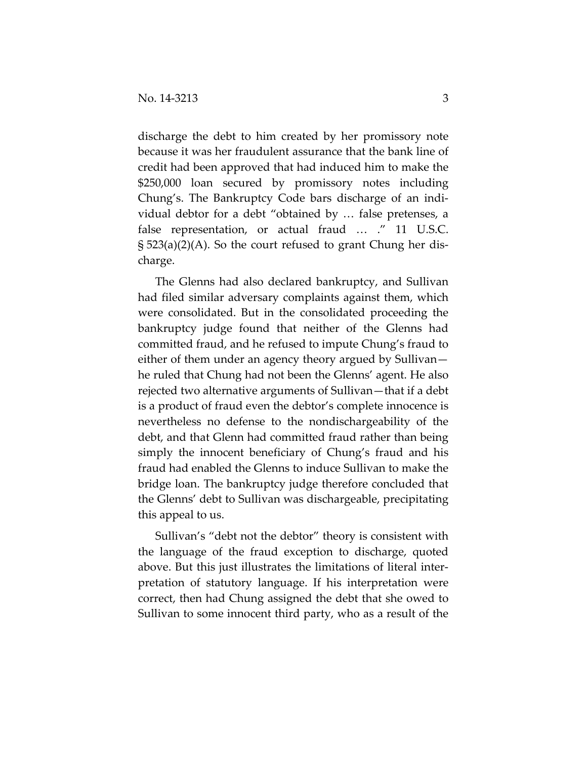discharge the debt to him created by her promissory note because it was her fraudulent assurance that the bank line of credit had been approved that had induced him to make the $250,000 loan secured by promissory notes including Chung's. The Bankruptcy Code bars discharge of an individual debtor for a debt "obtained by … false pretenses, a false representation, or actual fraud … ." 11 U.S.C. § 523(a)(2)(A). So the court refused to grant Chung her discharge.

The Glenns had also declared bankruptcy, and Sullivan had filed similar adversary complaints against them, which were consolidated. But in the consolidated proceeding the bankruptcy judge found that neither of the Glenns had committed fraud, and he refused to impute Chung's fraud to either of them under an agency theory argued by Sullivan—he ruled that Chung had not been the Glenns' agent. He also rejected two alternative arguments of Sullivan—that if a debt is a product of fraud even the debtor's complete innocence is nevertheless no defense to the nondischargeability of the debt, and that Glenn had committed fraud rather than being simply the innocent beneficiary of Chung's fraud and his fraud had enabled the Glenns to induce Sullivan to make the bridge loan. The bankruptcy judge therefore concluded that the Glenns' debt to Sullivan was dischargeable, precipitating this appeal to us.

Sullivan's "debt not the debtor" theory is consistent with the language of the fraud exception to discharge, quoted above. But this just illustrates the limitations of literal interpretation of statutory language. If his interpretation were correct, then had Chung assigned the debt that she owed to Sullivan to some innocent third party, who as a result of the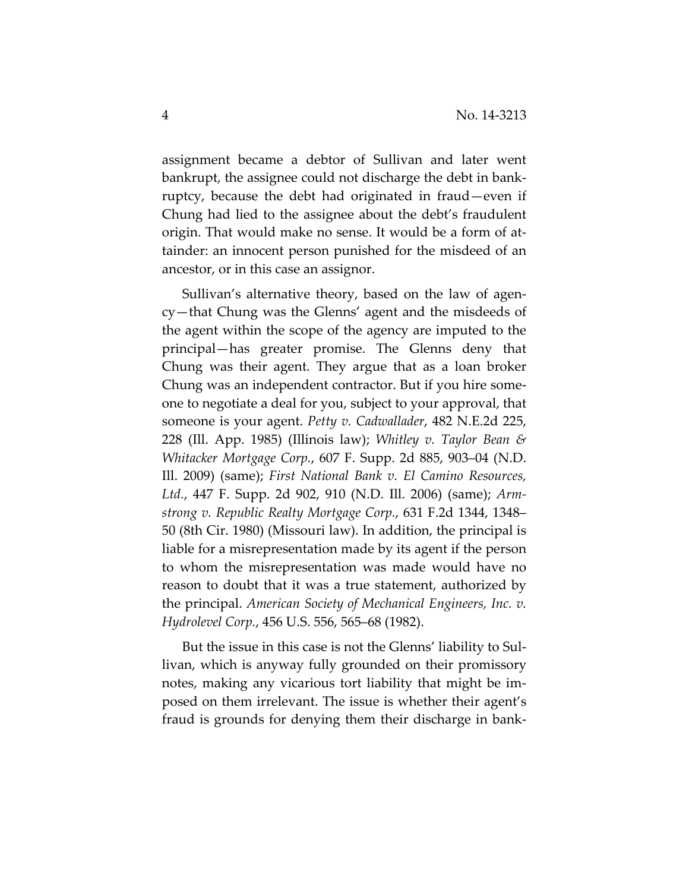assignment became a debtor of Sullivan and later went bankrupt, the assignee could not discharge the debt in bankruptcy, because the debt had originated in fraud—even if Chung had lied to the assignee about the debt's fraudulent origin. That would make no sense. It would be a form of attainder: an innocent person punished for the misdeed of an ancestor, or in this case an assignor.

Sullivan's alternative theory, based on the law of agency—that Chung was the Glenns' agent and the misdeeds of the agent within the scope of the agency are imputed to the principal—has greater promise. The Glenns deny that Chung was their agent. They argue that as a loan broker Chung was an independent contractor. But if you hire someone to negotiate a deal for you, subject to your approval, that someone is your agent. *Petty v. Cadwallader*, 482 N.E.2d 225, 228 (Ill. App. 1985) (Illinois law); *Whitley v. Taylor Bean & Whitacker Mortgage Corp.*, 607 F. Supp. 2d 885, 903–04 (N.D. Ill. 2009) (same); *First National Bank v. El Camino Resources, Ltd.*, 447 F. Supp. 2d 902, 910 (N.D. Ill. 2006) (same); *Armstrong v. Republic Realty Mortgage Corp.*, 631 F.2d 1344, 1348–50 (8th Cir. 1980) (Missouri law). In addition, the principal is liable for a misrepresentation made by its agent if the person to whom the misrepresentation was made would have no reason to doubt that it was a true statement, authorized by the principal. *American Society of Mechanical Engineers, Inc. v. Hydrolevel Corp.*, 456 U.S. 556, 565–68 (1982).

But the issue in this case is not the Glenns' liability to Sullivan, which is anyway fully grounded on their promissory notes, making any vicarious tort liability that might be imposed on them irrelevant. The issue is whether their agent's fraud is grounds for denying them their discharge in bank-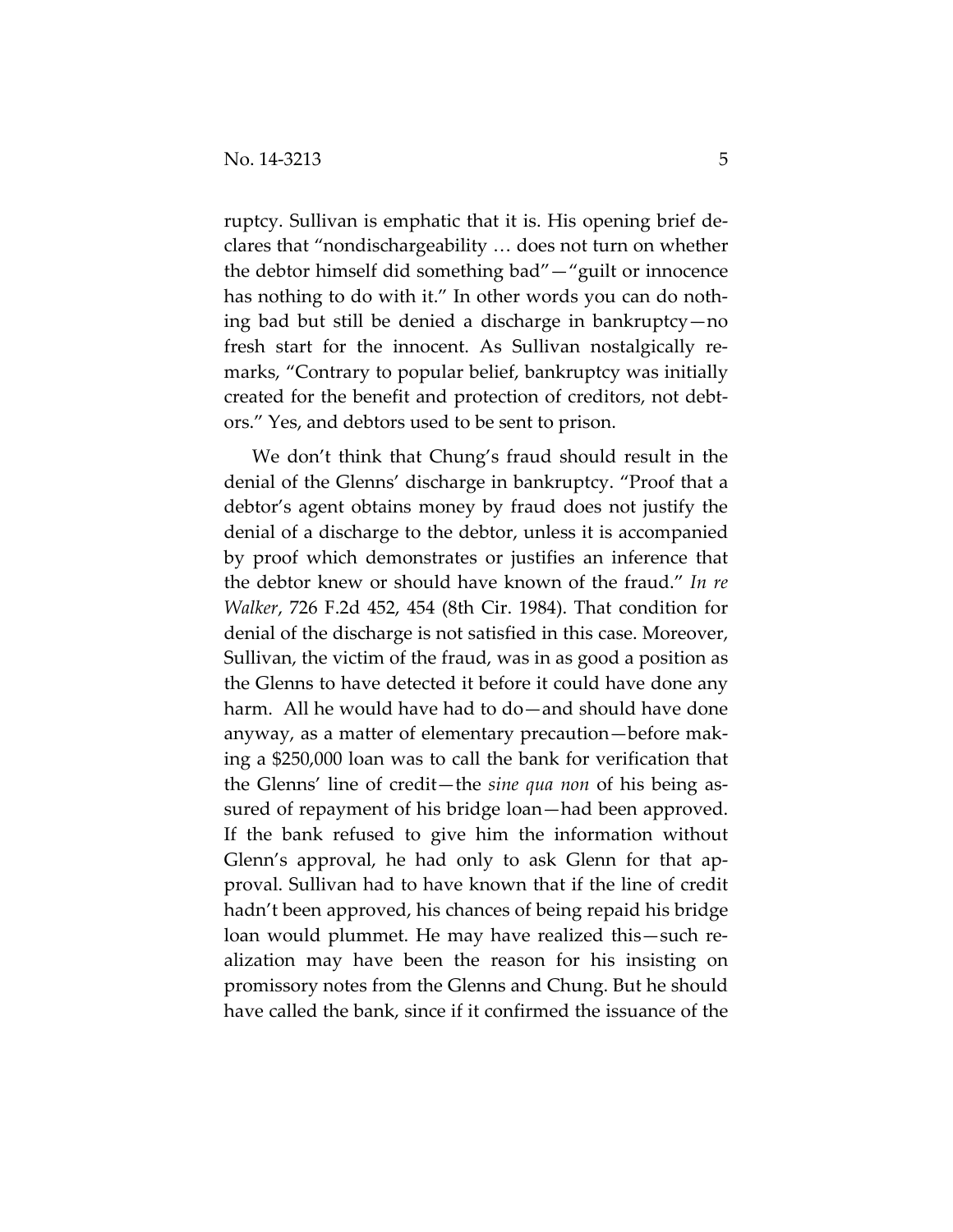ruptcy. Sullivan is emphatic that it is. His opening brief declares that "nondischargeability … does not turn on whether the debtor himself did something bad"—"guilt or innocence has nothing to do with it." In other words you can do nothing bad but still be denied a discharge in bankruptcy—no fresh start for the innocent. As Sullivan nostalgically remarks, "Contrary to popular belief, bankruptcy was initially created for the benefit and protection of creditors, not debtors." Yes, and debtors used to be sent to prison.

We don't think that Chung's fraud should result in the denial of the Glenns' discharge in bankruptcy. "Proof that a debtor's agent obtains money by fraud does not justify the denial of a discharge to the debtor, unless it is accompanied by proof which demonstrates or justifies an inference that the debtor knew or should have known of the fraud." *In re Walker*, 726 F.2d 452, 454 (8th Cir. 1984). That condition for denial of the discharge is not satisfied in this case. Moreover, Sullivan, the victim of the fraud, was in as good a position as the Glenns to have detected it before it could have done any harm. All he would have had to do—and should have done anyway, as a matter of elementary precaution—before making a $250,000 loan was to call the bank for verification that the Glenns' line of credit—the *sine qua non* of his being assured of repayment of his bridge loan—had been approved. If the bank refused to give him the information without Glenn's approval, he had only to ask Glenn for that approval. Sullivan had to have known that if the line of credit hadn't been approved, his chances of being repaid his bridge loan would plummet. He may have realized this—such realization may have been the reason for his insisting on promissory notes from the Glenns and Chung. But he should have called the bank, since if it confirmed the issuance of the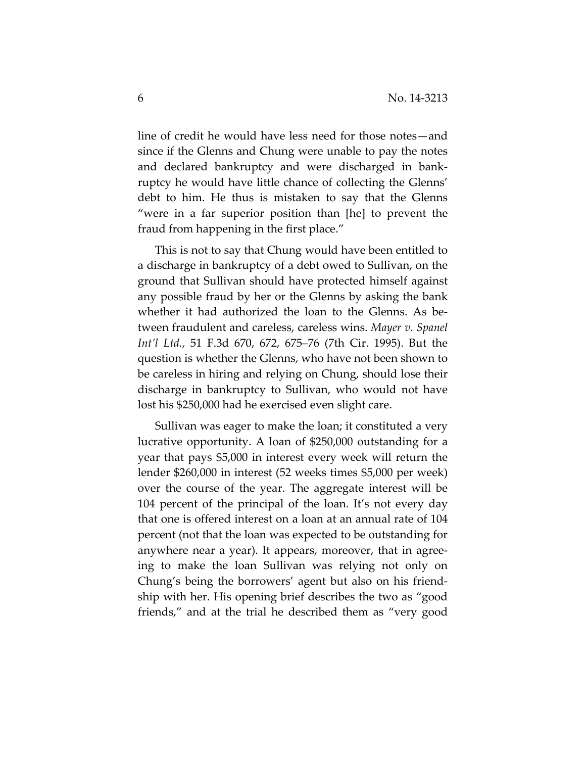line of credit he would have less need for those notes—and since if the Glenns and Chung were unable to pay the notes and declared bankruptcy and were discharged in bankruptcy he would have little chance of collecting the Glenns' debt to him. He thus is mistaken to say that the Glenns "were in a far superior position than [he] to prevent the fraud from happening in the first place."

This is not to say that Chung would have been entitled to a discharge in bankruptcy of a debt owed to Sullivan, on the ground that Sullivan should have protected himself against any possible fraud by her or the Glenns by asking the bank whether it had authorized the loan to the Glenns. As between fraudulent and careless, careless wins. *Mayer v. Spanel Int'l Ltd.*, 51 F.3d 670, 672, 675–76 (7th Cir. 1995). But the question is whether the Glenns, who have not been shown to be careless in hiring and relying on Chung, should lose their discharge in bankruptcy to Sullivan, who would not have lost his $250,000 had he exercised even slight care.

Sullivan was eager to make the loan; it constituted a very lucrative opportunity. A loan of $250,000 outstanding for a year that pays $5,000 in interest every week will return the lender $260,000 in interest (52 weeks times $5,000 per week) over the course of the year. The aggregate interest will be 104 percent of the principal of the loan. It's not every day that one is offered interest on a loan at an annual rate of 104 percent (not that the loan was expected to be outstanding for anywhere near a year). It appears, moreover, that in agreeing to make the loan Sullivan was relying not only on Chung's being the borrowers' agent but also on his friendship with her. His opening brief describes the two as "good friends," and at the trial he described them as "very good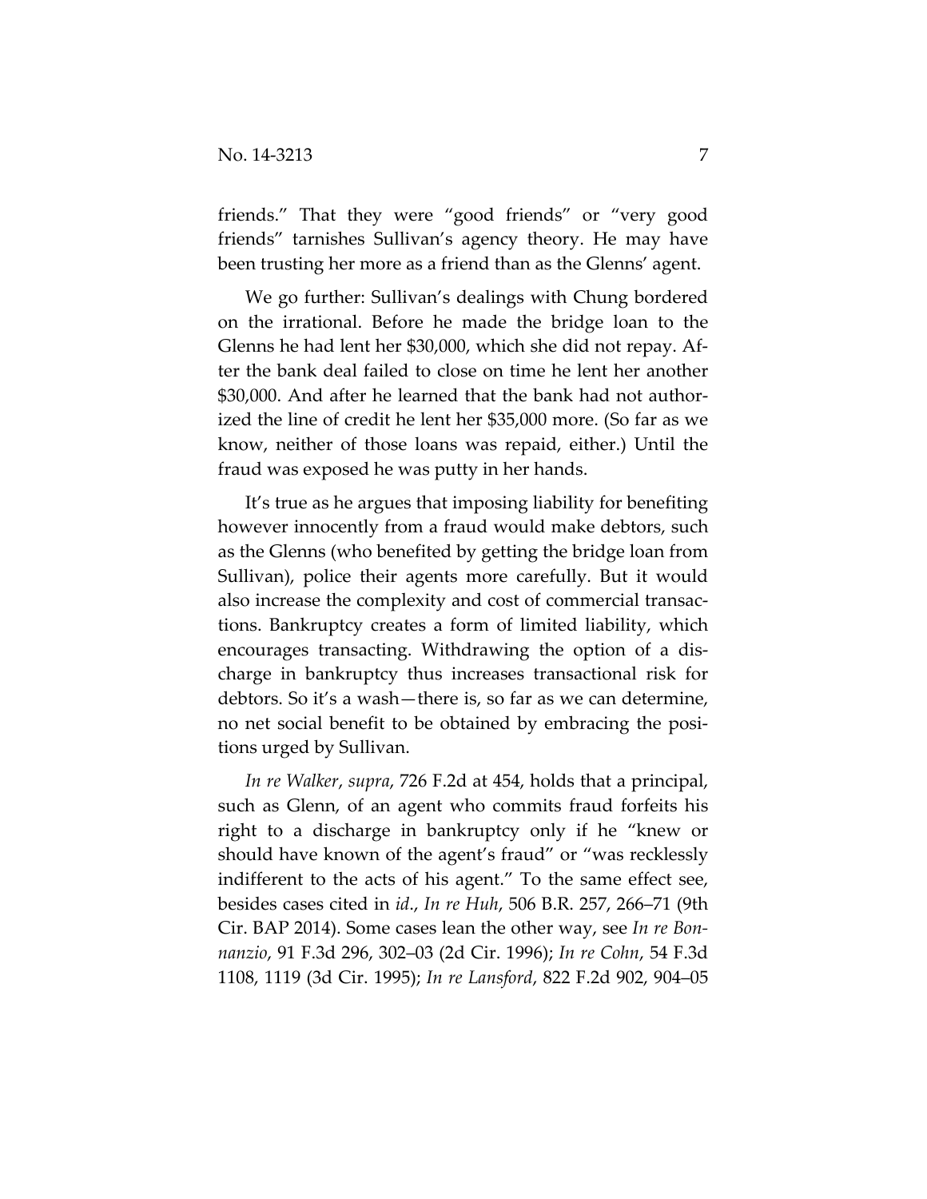friends." That they were "good friends" or "very good friends" tarnishes Sullivan's agency theory. He may have been trusting her more as a friend than as the Glenns' agent.

We go further: Sullivan's dealings with Chung bordered on the irrational. Before he made the bridge loan to the Glenns he had lent her $30,000, which she did not repay. After the bank deal failed to close on time he lent her another $30,000. And after he learned that the bank had not authorized the line of credit he lent her $35,000 more. (So far as we know, neither of those loans was repaid, either.) Until the fraud was exposed he was putty in her hands.

It's true as he argues that imposing liability for benefiting however innocently from a fraud would make debtors, such as the Glenns (who benefited by getting the bridge loan from Sullivan), police their agents more carefully. But it would also increase the complexity and cost of commercial transactions. Bankruptcy creates a form of limited liability, which encourages transacting. Withdrawing the option of a discharge in bankruptcy thus increases transactional risk for debtors. So it's a wash—there is, so far as we can determine, no net social benefit to be obtained by embracing the positions urged by Sullivan.

*In re Walker*, *supra*, 726 F.2d at 454, holds that a principal, such as Glenn, of an agent who commits fraud forfeits his right to a discharge in bankruptcy only if he "knew or should have known of the agent's fraud" or "was recklessly indifferent to the acts of his agent." To the same effect see, besides cases cited in *id*., *In re Huh*, 506 B.R. 257, 266–71 (9th Cir. BAP 2014). Some cases lean the other way, see *In re Bonnanzio*, 91 F.3d 296, 302–03 (2d Cir. 1996); *In re Cohn*, 54 F.3d 1108, 1119 (3d Cir. 1995); *In re Lansford*, 822 F.2d 902, 904–05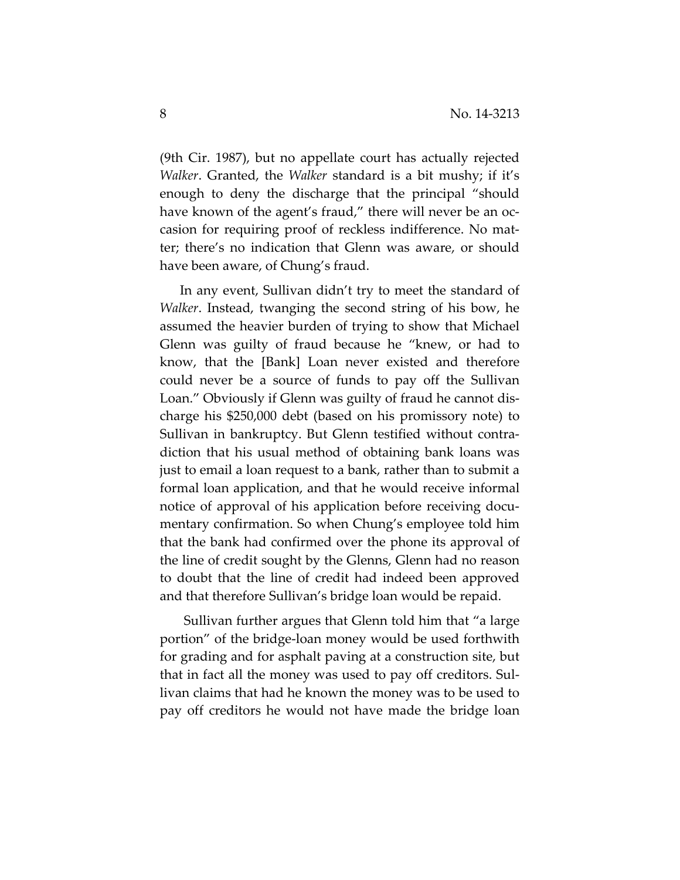(9th Cir. 1987), but no appellate court has actually rejected *Walker*. Granted, the *Walker* standard is a bit mushy; if it's enough to deny the discharge that the principal "should have known of the agent's fraud," there will never be an occasion for requiring proof of reckless indifference. No matter; there's no indication that Glenn was aware, or should have been aware, of Chung's fraud.

In any event, Sullivan didn't try to meet the standard of *Walker*. Instead, twanging the second string of his bow, he assumed the heavier burden of trying to show that Michael Glenn was guilty of fraud because he "knew, or had to know, that the [Bank] Loan never existed and therefore could never be a source of funds to pay off the Sullivan Loan." Obviously if Glenn was guilty of fraud he cannot discharge his $250,000 debt (based on his promissory note) to Sullivan in bankruptcy. But Glenn testified without contradiction that his usual method of obtaining bank loans was just to email a loan request to a bank, rather than to submit a formal loan application, and that he would receive informal notice of approval of his application before receiving documentary confirmation. So when Chung's employee told him that the bank had confirmed over the phone its approval of the line of credit sought by the Glenns, Glenn had no reason to doubt that the line of credit had indeed been approved and that therefore Sullivan's bridge loan would be repaid.

Sullivan further argues that Glenn told him that "a large portion" of the bridge-loan money would be used forthwith for grading and for asphalt paving at a construction site, but that in fact all the money was used to pay off creditors. Sullivan claims that had he known the money was to be used to pay off creditors he would not have made the bridge loan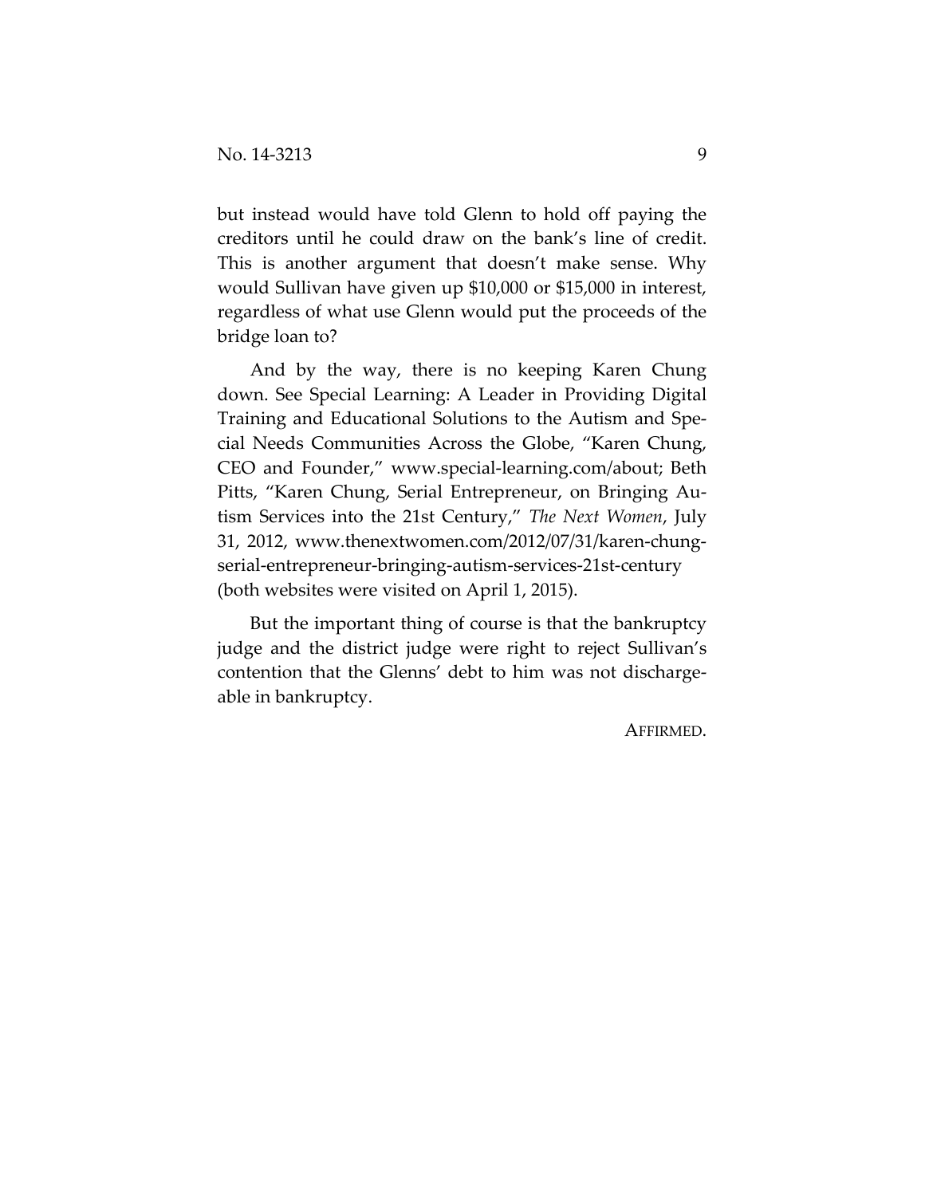but instead would have told Glenn to hold off paying the creditors until he could draw on the bank's line of credit. This is another argument that doesn't make sense. Why would Sullivan have given up $10,000 or $15,000 in interest, regardless of what use Glenn would put the proceeds of the bridge loan to?

And by the way, there is no keeping Karen Chung down. See Special Learning: A Leader in Providing Digital Training and Educational Solutions to the Autism and Special Needs Communities Across the Globe, "Karen Chung, CEO and Founder," www.special-learning.com/about; Beth Pitts, "Karen Chung, Serial Entrepreneur, on Bringing Autism Services into the 21st Century," *The Next Women*, July 31, 2012, www.thenextwomen.com/2012/07/31/karen-chung-serial-entrepreneur-bringing-autism-services-21st-century (both websites were visited on April 1, 2015).

But the important thing of course is that the bankruptcy judge and the district judge were right to reject Sullivan's contention that the Glenns' debt to him was not dischargeable in bankruptcy.

AFFIRMED.